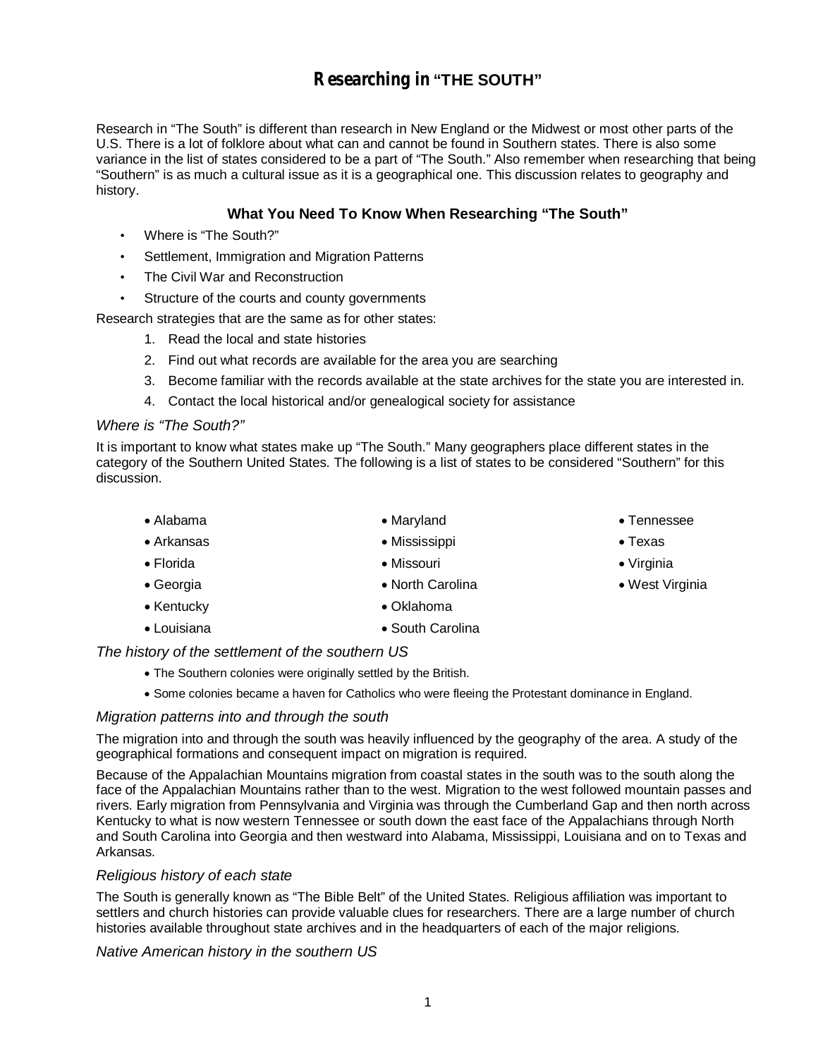# Researching in "THE SOUTH"

Research in "The South" is different than research in New England or the Midwest or most other parts of the U.S. There is a lot of folklore about what can and cannot be found in Southern states. There is also some variance in the list of states considered to be a part of "The South." Also remember when researching that being "Southern" is as much a cultural issue as it is a geographical one. This discussion relates to geography and history.

### What You Need To Know When Researching "The South"

- Where is "The South?"
- Settlement, Immigration and Migration Patterns
- The Civil War and Reconstruction
- Structure of the courts and county governments

Research strategies that are the same as for other states:

1. Read the local and state histories
2. Find out what records are available for the area you are searching
3. Become familiar with the records available at the state archives for the state you are interested in.
4. Contact the local historical and/or genealogical society for assistance

*Where is "The South?"*

It is important to know what states make up "The South." Many geographers place different states in the category of the Southern United States. The following is a list of states to be considered "Southern" for this discussion.

- Alabama
- Arkansas
- Florida
- Georgia
- Kentucky
- Louisiana
- Maryland
- Mississippi
- Missouri
- North Carolina
- Oklahoma
- South Carolina
- Tennessee
- Texas
- Virginia
- West Virginia

*The history of the settlement of the southern US*

- The Southern colonies were originally settled by the British.
- Some colonies became a haven for Catholics who were fleeing the Protestant dominance in England.

*Migration patterns into and through the south*

The migration into and through the south was heavily influenced by the geography of the area. A study of the geographical formations and consequent impact on migration is required.

Because of the Appalachian Mountains migration from coastal states in the south was to the south along the face of the Appalachian Mountains rather than to the west. Migration to the west followed mountain passes and rivers. Early migration from Pennsylvania and Virginia was through the Cumberland Gap and then north across Kentucky to what is now western Tennessee or south down the east face of the Appalachians through North and South Carolina into Georgia and then westward into Alabama, Mississippi, Louisiana and on to Texas and Arkansas.

*Religious history of each state*

The South is generally known as "The Bible Belt" of the United States. Religious affiliation was important to settlers and church histories can provide valuable clues for researchers. There are a large number of church histories available throughout state archives and in the headquarters of each of the major religions.

*Native American history in the southern US*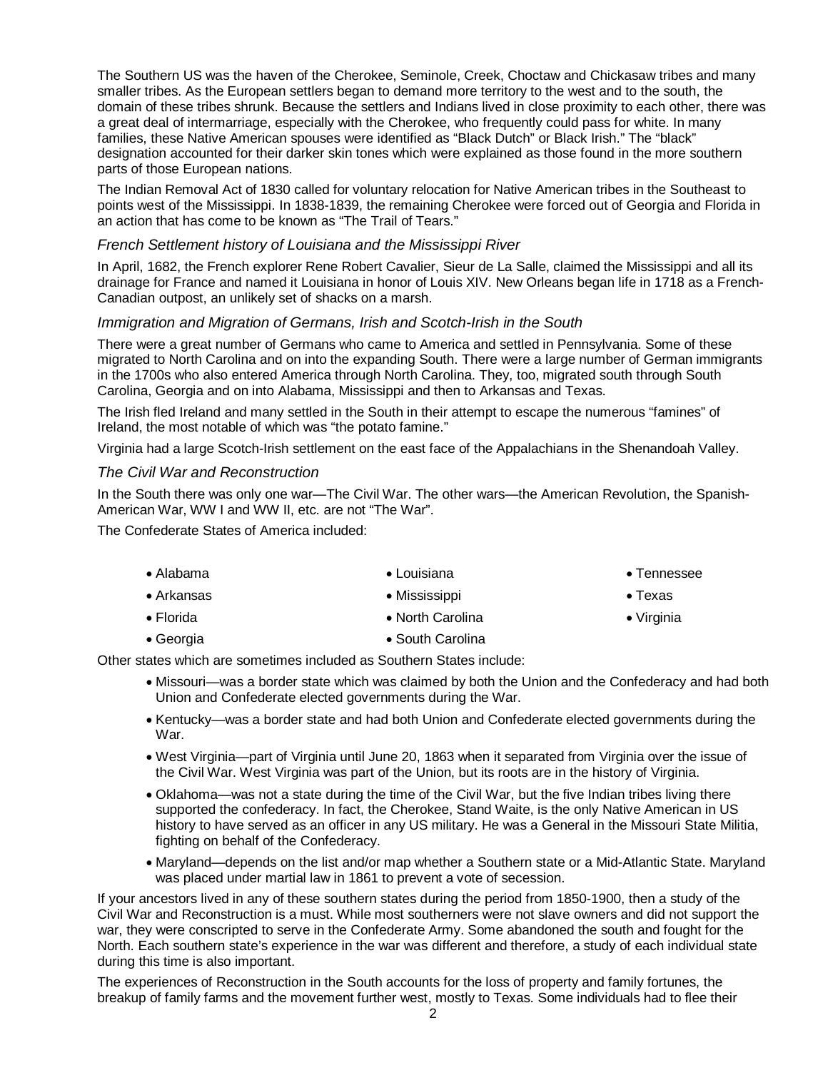The Southern US was the haven of the Cherokee, Seminole, Creek, Choctaw and Chickasaw tribes and many smaller tribes. As the European settlers began to demand more territory to the west and to the south, the domain of these tribes shrunk. Because the settlers and Indians lived in close proximity to each other, there was a great deal of intermarriage, especially with the Cherokee, who frequently could pass for white. In many families, these Native American spouses were identified as "Black Dutch" or Black Irish." The "black" designation accounted for their darker skin tones which were explained as those found in the more southern parts of those European nations.

The Indian Removal Act of 1830 called for voluntary relocation for Native American tribes in the Southeast to points west of the Mississippi. In 1838-1839, the remaining Cherokee were forced out of Georgia and Florida in an action that has come to be known as "The Trail of Tears."

### *French Settlement history of Louisiana and the Mississippi River*

In April, 1682, the French explorer Rene Robert Cavalier, Sieur de La Salle, claimed the Mississippi and all its drainage for France and named it Louisiana in honor of Louis XIV. New Orleans began life in 1718 as a French-Canadian outpost, an unlikely set of shacks on a marsh.

### *Immigration and Migration of Germans, Irish and Scotch-Irish in the South*

There were a great number of Germans who came to America and settled in Pennsylvania. Some of these migrated to North Carolina and on into the expanding South. There were a large number of German immigrants in the 1700s who also entered America through North Carolina. They, too, migrated south through South Carolina, Georgia and on into Alabama, Mississippi and then to Arkansas and Texas.

The Irish fled Ireland and many settled in the South in their attempt to escape the numerous "famines" of Ireland, the most notable of which was "the potato famine."

Virginia had a large Scotch-Irish settlement on the east face of the Appalachians in the Shenandoah Valley.

### *The Civil War and Reconstruction*

In the South there was only one war—The Civil War. The other wars—the American Revolution, the Spanish-American War, WW I and WW II, etc. are not "The War".

The Confederate States of America included:

- Alabama
- Arkansas
- Florida
- Georgia
- Louisiana
- Mississippi
- North Carolina
- South Carolina
- Tennessee
- Texas
- Virginia

Other states which are sometimes included as Southern States include:

- Missouri—was a border state which was claimed by both the Union and the Confederacy and had both Union and Confederate elected governments during the War.
- Kentucky—was a border state and had both Union and Confederate elected governments during the War.
- West Virginia—part of Virginia until June 20, 1863 when it separated from Virginia over the issue of the Civil War. West Virginia was part of the Union, but its roots are in the history of Virginia.
- Oklahoma—was not a state during the time of the Civil War, but the five Indian tribes living there supported the confederacy. In fact, the Cherokee, Stand Waite, is the only Native American in US history to have served as an officer in any US military. He was a General in the Missouri State Militia, fighting on behalf of the Confederacy.
- Maryland—depends on the list and/or map whether a Southern state or a Mid-Atlantic State. Maryland was placed under martial law in 1861 to prevent a vote of secession.

If your ancestors lived in any of these southern states during the period from 1850-1900, then a study of the Civil War and Reconstruction is a must. While most southerners were not slave owners and did not support the war, they were conscripted to serve in the Confederate Army. Some abandoned the south and fought for the North. Each southern state's experience in the war was different and therefore, a study of each individual state during this time is also important.

The experiences of Reconstruction in the South accounts for the loss of property and family fortunes, the breakup of family farms and the movement further west, mostly to Texas. Some individuals had to flee their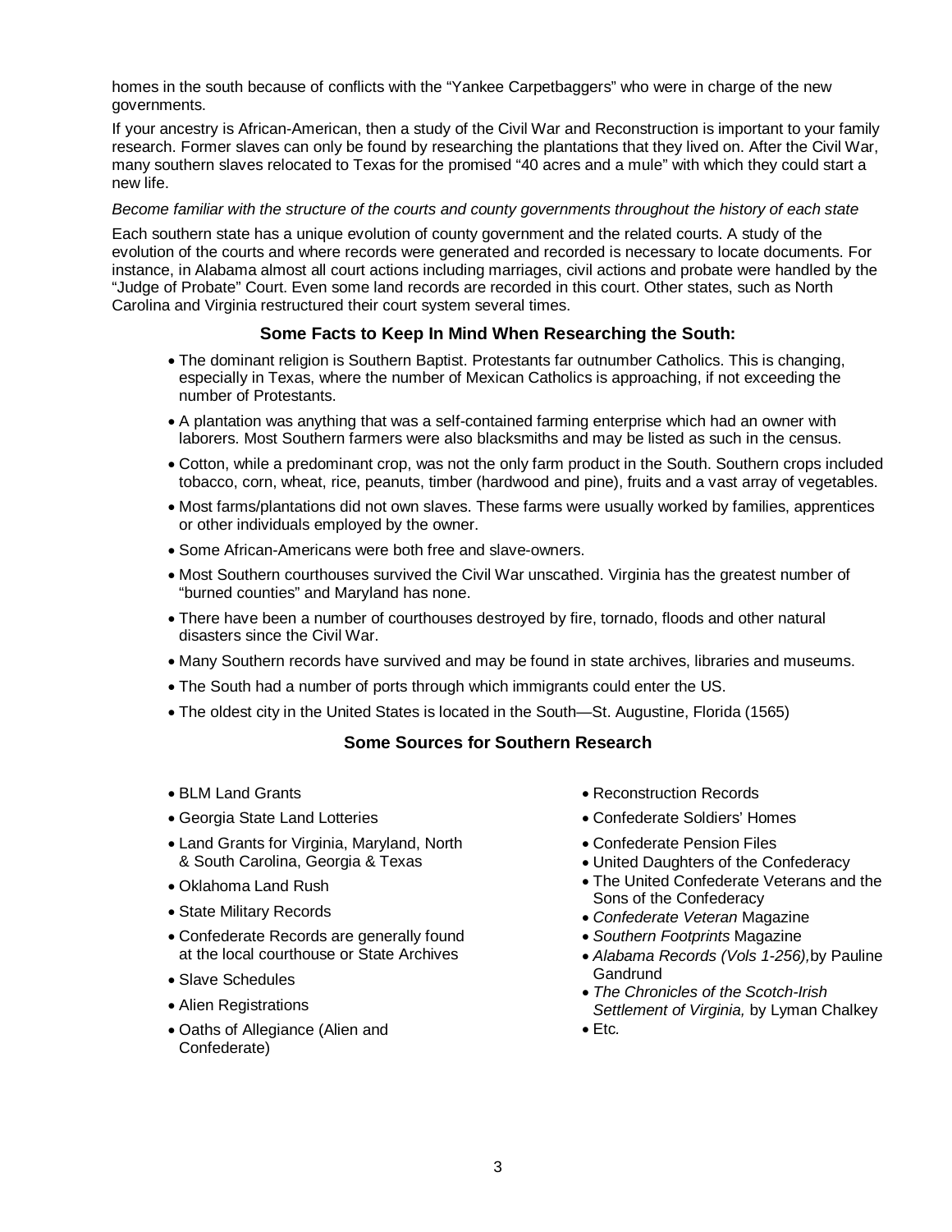homes in the south because of conflicts with the "Yankee Carpetbaggers" who were in charge of the new governments.

If your ancestry is African-American, then a study of the Civil War and Reconstruction is important to your family research. Former slaves can only be found by researching the plantations that they lived on. After the Civil War, many southern slaves relocated to Texas for the promised "40 acres and a mule" with which they could start a new life.

*Become familiar with the structure of the courts and county governments throughout the history of each state*

Each southern state has a unique evolution of county government and the related courts. A study of the evolution of the courts and where records were generated and recorded is necessary to locate documents. For instance, in Alabama almost all court actions including marriages, civil actions and probate were handled by the "Judge of Probate" Court. Even some land records are recorded in this court. Other states, such as North Carolina and Virginia restructured their court system several times.

### Some Facts to Keep In Mind When Researching the South:

- The dominant religion is Southern Baptist. Protestants far outnumber Catholics. This is changing, especially in Texas, where the number of Mexican Catholics is approaching, if not exceeding the number of Protestants.
- A plantation was anything that was a self-contained farming enterprise which had an owner with laborers. Most Southern farmers were also blacksmiths and may be listed as such in the census.
- Cotton, while a predominant crop, was not the only farm product in the South. Southern crops included tobacco, corn, wheat, rice, peanuts, timber (hardwood and pine), fruits and a vast array of vegetables.
- Most farms/plantations did not own slaves. These farms were usually worked by families, apprentices or other individuals employed by the owner.
- Some African-Americans were both free and slave-owners.
- Most Southern courthouses survived the Civil War unscathed. Virginia has the greatest number of "burned counties" and Maryland has none.
- There have been a number of courthouses destroyed by fire, tornado, floods and other natural disasters since the Civil War.
- Many Southern records have survived and may be found in state archives, libraries and museums.
- The South had a number of ports through which immigrants could enter the US.
- The oldest city in the United States is located in the South—St. Augustine, Florida (1565)

### Some Sources for Southern Research

- BLM Land Grants
- Georgia State Land Lotteries
- Land Grants for Virginia, Maryland, North & South Carolina, Georgia & Texas
- Oklahoma Land Rush
- State Military Records
- Confederate Records are generally found at the local courthouse or State Archives
- Slave Schedules
- Alien Registrations
- Oaths of Allegiance (Alien and Confederate)
- Reconstruction Records
- Confederate Soldiers' Homes
- Confederate Pension Files
- United Daughters of the Confederacy
- The United Confederate Veterans and the Sons of the Confederacy
- *Confederate Veteran* Magazine
- *Southern Footprints* Magazine
- *Alabama Records (Vols 1-256),* by Pauline Gandrund
- *The Chronicles of the Scotch-Irish Settlement of Virginia,* by Lyman Chalkey
- Etc.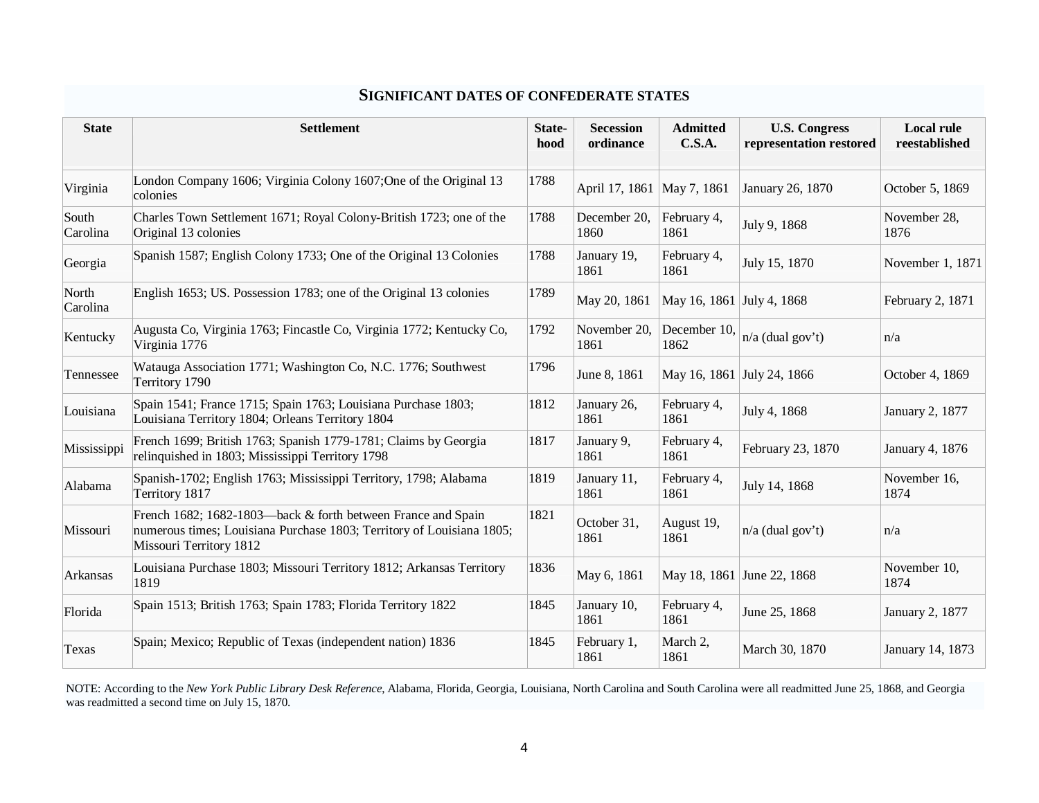## SIGNIFICANT DATES OF CONFEDERATE STATES

| State | Settlement | State-hood | Secession ordinance | Admitted C.S.A. | U.S. Congress representation restored | Local rule reestablished |
|---|---|---|---|---|---|---|
| Virginia | London Company 1606; Virginia Colony 1607;One of the Original 13 colonies | 1788 | April 17, 1861 | May 7, 1861 | January 26, 1870 | October 5, 1869 |
| South Carolina | Charles Town Settlement 1671; Royal Colony-British 1723; one of the Original 13 colonies | 1788 | December 20, 1860 | February 4, 1861 | July 9, 1868 | November 28, 1876 |
| Georgia | Spanish 1587; English Colony 1733; One of the Original 13 Colonies | 1788 | January 19, 1861 | February 4, 1861 | July 15, 1870 | November 1, 1871 |
| North Carolina | English 1653; US. Possession 1783; one of the Original 13 colonies | 1789 | May 20, 1861 | May 16, 1861 | July 4, 1868 | February 2, 1871 |
| Kentucky | Augusta Co, Virginia 1763; Fincastle Co, Virginia 1772; Kentucky Co, Virginia 1776 | 1792 | November 20, 1861 | December 10, 1862 | n/a (dual gov't) | n/a |
| Tennessee | Watauga Association 1771; Washington Co, N.C. 1776; Southwest Territory 1790 | 1796 | June 8, 1861 | May 16, 1861 | July 24, 1866 | October 4, 1869 |
| Louisiana | Spain 1541; France 1715; Spain 1763; Louisiana Purchase 1803; Louisiana Territory 1804; Orleans Territory 1804 | 1812 | January 26, 1861 | February 4, 1861 | July 4, 1868 | January 2, 1877 |
| Mississippi | French 1699; British 1763; Spanish 1779-1781; Claims by Georgia relinquished in 1803; Mississippi Territory 1798 | 1817 | January 9, 1861 | February 4, 1861 | February 23, 1870 | January 4, 1876 |
| Alabama | Spanish-1702; English 1763; Mississippi Territory, 1798; Alabama Territory 1817 | 1819 | January 11, 1861 | February 4, 1861 | July 14, 1868 | November 16, 1874 |
| Missouri | French 1682; 1682-1803—back & forth between France and Spain numerous times; Louisiana Purchase 1803; Territory of Louisiana 1805; Missouri Territory 1812 | 1821 | October 31, 1861 | August 19, 1861 | n/a (dual gov't) | n/a |
| Arkansas | Louisiana Purchase 1803; Missouri Territory 1812; Arkansas Territory 1819 | 1836 | May 6, 1861 | May 18, 1861 | June 22, 1868 | November 10, 1874 |
| Florida | Spain 1513; British 1763; Spain 1783; Florida Territory 1822 | 1845 | January 10, 1861 | February 4, 1861 | June 25, 1868 | January 2, 1877 |
| Texas | Spain; Mexico; Republic of Texas (independent nation) 1836 | 1845 | February 1, 1861 | March 2, 1861 | March 30, 1870 | January 14, 1873 |

NOTE: According to the *New York Public Library Desk Reference*, Alabama, Florida, Georgia, Louisiana, North Carolina and South Carolina were all readmitted June 25, 1868, and Georgia was readmitted a second time on July 15, 1870.